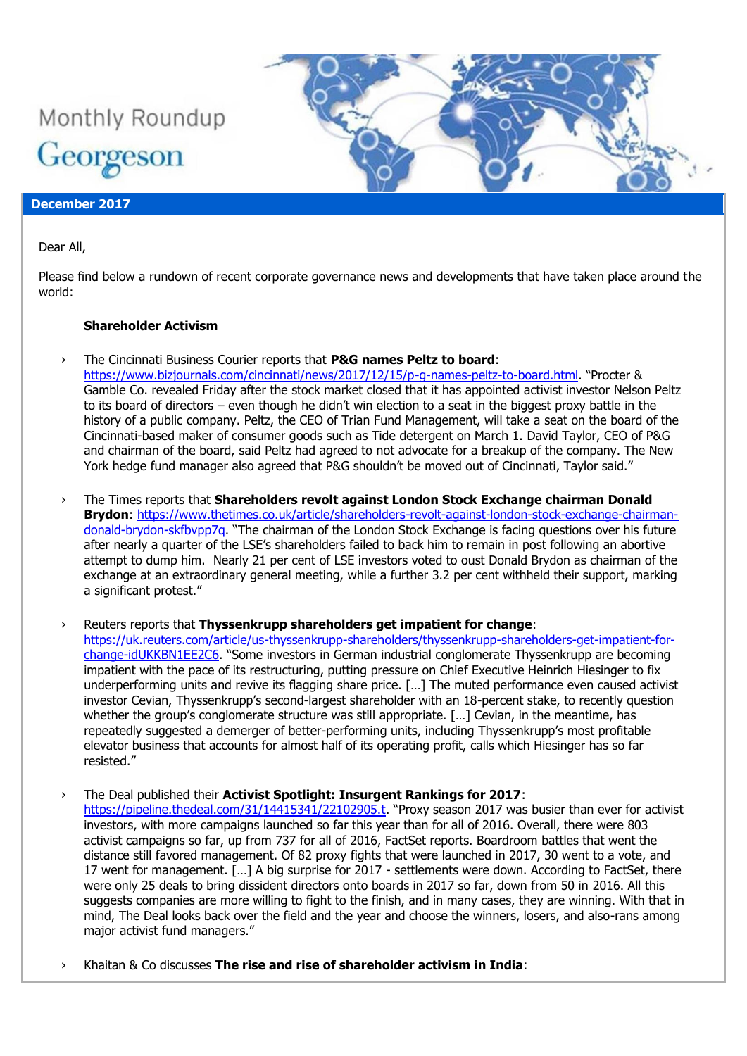Monthly Roundup

Georgeson

**December 2017**

Dear All,

Please find below a rundown of recent corporate governance news and developments that have taken place around the world:

## Shareholder Activism

- The Cincinnati Business Courier reports that **P&G names Peltz to board**: https://www.bizjournals.com/cincinnati/news/2017/12/15/p-g-names-peltz-to-board.html. "Procter & Gamble Co. revealed Friday after the stock market closed that it has appointed activist investor Nelson Peltz to its board of directors – even though he didn't win election to a seat in the biggest proxy battle in the history of a public company. Peltz, the CEO of Trian Fund Management, will take a seat on the board of the Cincinnati-based maker of consumer goods such as Tide detergent on March 1. David Taylor, CEO of P&G and chairman of the board, said Peltz had agreed to not advocate for a breakup of the company. The New York hedge fund manager also agreed that P&G shouldn't be moved out of Cincinnati, Taylor said."

- The Times reports that **Shareholders revolt against London Stock Exchange chairman Donald Brydon**: https://www.thetimes.co.uk/article/shareholders-revolt-against-london-stock-exchange-chairman-donald-brydon-skfbvpp7q. "The chairman of the London Stock Exchange is facing questions over his future after nearly a quarter of the LSE's shareholders failed to back him to remain in post following an abortive attempt to dump him. Nearly 21 per cent of LSE investors voted to oust Donald Brydon as chairman of the exchange at an extraordinary general meeting, while a further 3.2 per cent withheld their support, marking a significant protest."

- Reuters reports that **Thyssenkrupp shareholders get impatient for change**: https://uk.reuters.com/article/us-thyssenkrupp-shareholders/thyssenkrupp-shareholders-get-impatient-for-change-idUKKBN1EE2C6. "Some investors in German industrial conglomerate Thyssenkrupp are becoming impatient with the pace of its restructuring, putting pressure on Chief Executive Heinrich Hiesinger to fix underperforming units and revive its flagging share price. […] The muted performance even caused activist investor Cevian, Thyssenkrupp's second-largest shareholder with an 18-percent stake, to recently question whether the group's conglomerate structure was still appropriate. […] Cevian, in the meantime, has repeatedly suggested a demerger of better-performing units, including Thyssenkrupp's most profitable elevator business that accounts for almost half of its operating profit, calls which Hiesinger has so far resisted."

- The Deal published their **Activist Spotlight: Insurgent Rankings for 2017**: https://pipeline.thedeal.com/31/14415341/22102905.t. "Proxy season 2017 was busier than ever for activist investors, with more campaigns launched so far this year than for all of 2016. Overall, there were 803 activist campaigns so far, up from 737 for all of 2016, FactSet reports. Boardroom battles that went the distance still favored management. Of 82 proxy fights that were launched in 2017, 30 went to a vote, and 17 went for management. […] A big surprise for 2017 - settlements were down. According to FactSet, there were only 25 deals to bring dissident directors onto boards in 2017 so far, down from 50 in 2016. All this suggests companies are more willing to fight to the finish, and in many cases, they are winning. With that in mind, The Deal looks back over the field and the year and choose the winners, losers, and also-rans among major activist fund managers."

- Khaitan & Co discusses **The rise and rise of shareholder activism in India**: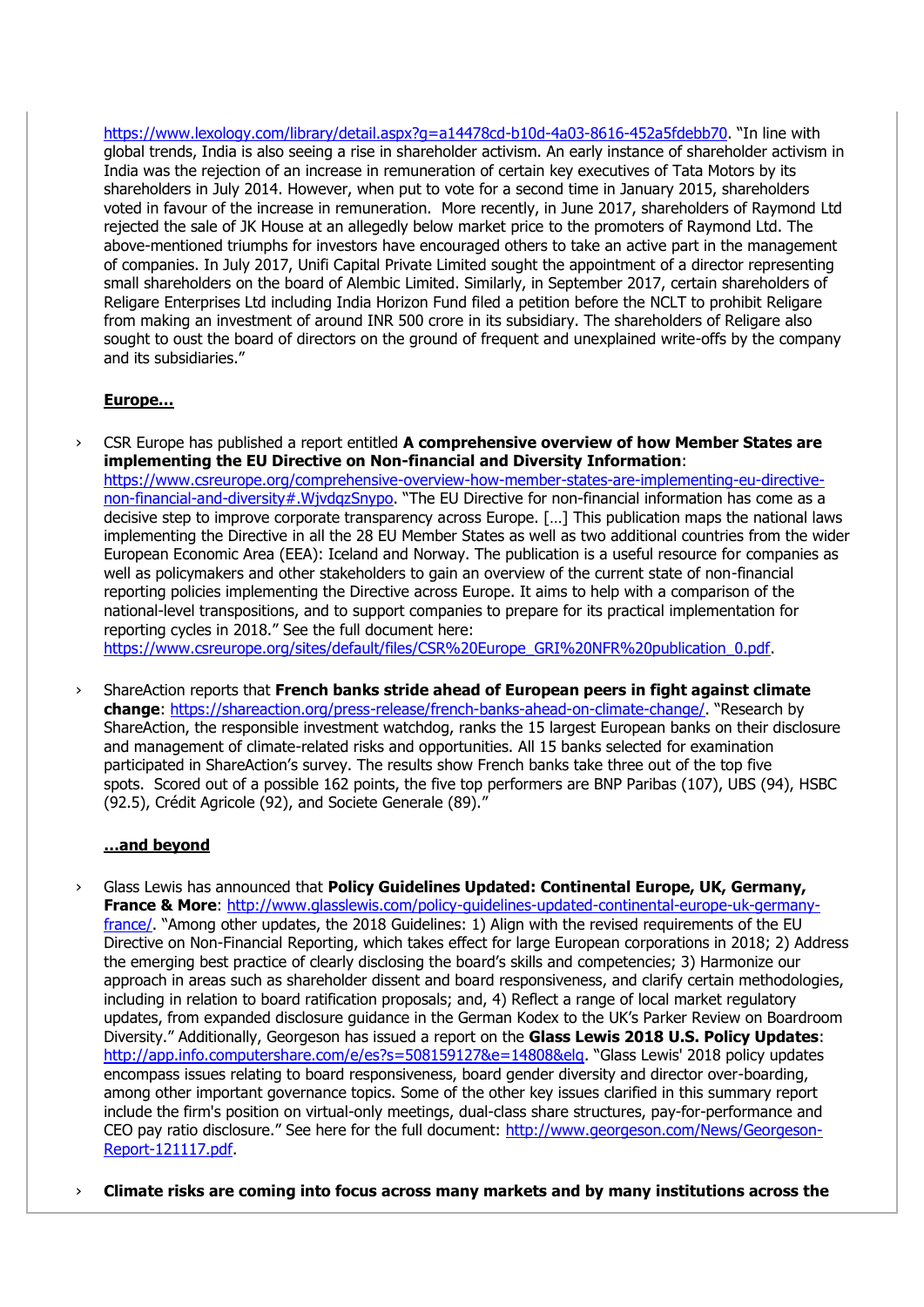https://www.lexology.com/library/detail.aspx?g=a14478cd-b10d-4a03-8616-452a5fdebb70. "In line with global trends, India is also seeing a rise in shareholder activism. An early instance of shareholder activism in India was the rejection of an increase in remuneration of certain key executives of Tata Motors by its shareholders in July 2014. However, when put to vote for a second time in January 2015, shareholders voted in favour of the increase in remuneration. More recently, in June 2017, shareholders of Raymond Ltd rejected the sale of JK House at an allegedly below market price to the promoters of Raymond Ltd. The above-mentioned triumphs for investors have encouraged others to take an active part in the management of companies. In July 2017, Unifi Capital Private Limited sought the appointment of a director representing small shareholders on the board of Alembic Limited. Similarly, in September 2017, certain shareholders of Religare Enterprises Ltd including India Horizon Fund filed a petition before the NCLT to prohibit Religare from making an investment of around INR 500 crore in its subsidiary. The shareholders of Religare also sought to oust the board of directors on the ground of frequent and unexplained write-offs by the company and its subsidiaries."

**Europe…**

› CSR Europe has published a report entitled **A comprehensive overview of how Member States are implementing the EU Directive on Non-financial and Diversity Information**: https://www.csreurope.org/comprehensive-overview-how-member-states-are-implementing-eu-directive-non-financial-and-diversity#.WjvdqzSnypo. "The EU Directive for non-financial information has come as a decisive step to improve corporate transparency across Europe. […] This publication maps the national laws implementing the Directive in all the 28 EU Member States as well as two additional countries from the wider European Economic Area (EEA): Iceland and Norway. The publication is a useful resource for companies as well as policymakers and other stakeholders to gain an overview of the current state of non-financial reporting policies implementing the Directive across Europe. It aims to help with a comparison of the national-level transpositions, and to support companies to prepare for its practical implementation for reporting cycles in 2018." See the full document here: https://www.csreurope.org/sites/default/files/CSR%20Europe_GRI%20NFR%20publication_0.pdf.

› ShareAction reports that **French banks stride ahead of European peers in fight against climate change**: https://shareaction.org/press-release/french-banks-ahead-on-climate-change/. "Research by ShareAction, the responsible investment watchdog, ranks the 15 largest European banks on their disclosure and management of climate-related risks and opportunities. All 15 banks selected for examination participated in ShareAction's survey. The results show French banks take three out of the top five spots. Scored out of a possible 162 points, the five top performers are BNP Paribas (107), UBS (94), HSBC (92.5), Crédit Agricole (92), and Societe Generale (89)."

**…and beyond**

› Glass Lewis has announced that **Policy Guidelines Updated: Continental Europe, UK, Germany, France & More**: http://www.glasslewis.com/policy-guidelines-updated-continental-europe-uk-germany-france/. "Among other updates, the 2018 Guidelines: 1) Align with the revised requirements of the EU Directive on Non-Financial Reporting, which takes effect for large European corporations in 2018; 2) Address the emerging best practice of clearly disclosing the board's skills and competencies; 3) Harmonize our approach in areas such as shareholder dissent and board responsiveness, and clarify certain methodologies, including in relation to board ratification proposals; and, 4) Reflect a range of local market regulatory updates, from expanded disclosure guidance in the German Kodex to the UK's Parker Review on Boardroom Diversity." Additionally, Georgeson has issued a report on the **Glass Lewis 2018 U.S. Policy Updates**: http://app.info.computershare.com/e/es?s=508159127&e=14808&elq. "Glass Lewis' 2018 policy updates encompass issues relating to board responsiveness, board gender diversity and director over-boarding, among other important governance topics. Some of the other key issues clarified in this summary report include the firm's position on virtual-only meetings, dual-class share structures, pay-for-performance and CEO pay ratio disclosure." See here for the full document: http://www.georgeson.com/News/Georgeson-Report-121117.pdf.

› **Climate risks are coming into focus across many markets and by many institutions across the**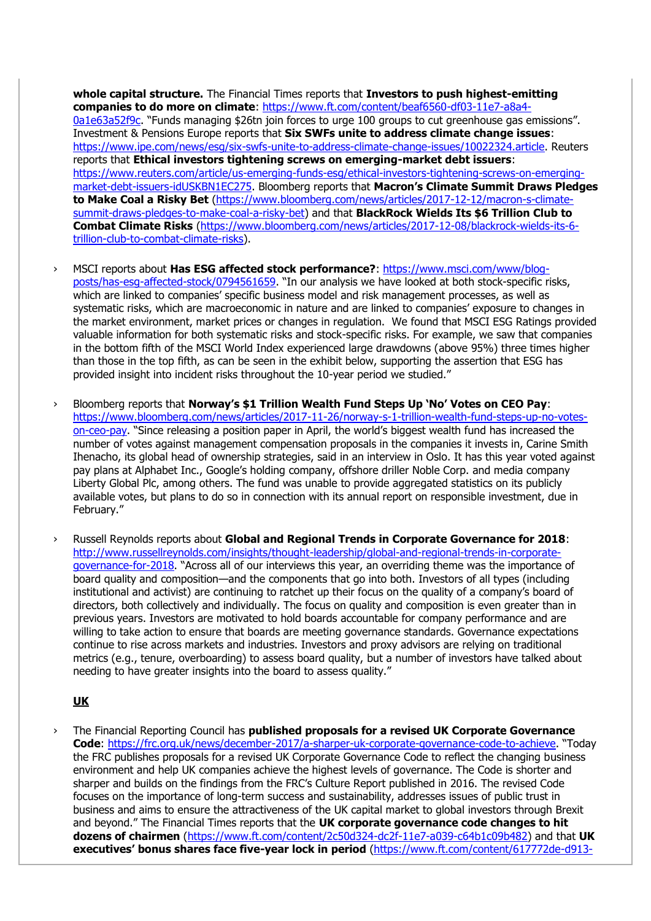**whole capital structure.** The Financial Times reports that **Investors to push highest-emitting companies to do more on climate**: https://www.ft.com/content/beaf6560-df03-11e7-a8a4-0a1e63a52f9c. "Funds managing $26tn join forces to urge 100 groups to cut greenhouse gas emissions". Investment & Pensions Europe reports that **Six SWFs unite to address climate change issues**: https://www.ipe.com/news/esg/six-swfs-unite-to-address-climate-change-issues/10022324.article. Reuters reports that **Ethical investors tightening screws on emerging-market debt issuers**: https://www.reuters.com/article/us-emerging-funds-esg/ethical-investors-tightening-screws-on-emerging-market-debt-issuers-idUSKBN1EC275. Bloomberg reports that **Macron's Climate Summit Draws Pledges to Make Coal a Risky Bet** (https://www.bloomberg.com/news/articles/2017-12-12/macron-s-climate-summit-draws-pledges-to-make-coal-a-risky-bet) and that **BlackRock Wields Its $6 Trillion Club to Combat Climate Risks** (https://www.bloomberg.com/news/articles/2017-12-08/blackrock-wields-its-6-trillion-club-to-combat-climate-risks).

› MSCI reports about **Has ESG affected stock performance?**: https://www.msci.com/www/blog-posts/has-esg-affected-stock/0794561659. "In our analysis we have looked at both stock-specific risks, which are linked to companies' specific business model and risk management processes, as well as systematic risks, which are macroeconomic in nature and are linked to companies' exposure to changes in the market environment, market prices or changes in regulation. We found that MSCI ESG Ratings provided valuable information for both systematic risks and stock-specific risks. For example, we saw that companies in the bottom fifth of the MSCI World Index experienced large drawdowns (above 95%) three times higher than those in the top fifth, as can be seen in the exhibit below, supporting the assertion that ESG has provided insight into incident risks throughout the 10-year period we studied."

› Bloomberg reports that **Norway's $1 Trillion Wealth Fund Steps Up 'No' Votes on CEO Pay**: https://www.bloomberg.com/news/articles/2017-11-26/norway-s-1-trillion-wealth-fund-steps-up-no-votes-on-ceo-pay. "Since releasing a position paper in April, the world's biggest wealth fund has increased the number of votes against management compensation proposals in the companies it invests in, Carine Smith Ihenacho, its global head of ownership strategies, said in an interview in Oslo. It has this year voted against pay plans at Alphabet Inc., Google's holding company, offshore driller Noble Corp. and media company Liberty Global Plc, among others. The fund was unable to provide aggregated statistics on its publicly available votes, but plans to do so in connection with its annual report on responsible investment, due in February."

› Russell Reynolds reports about **Global and Regional Trends in Corporate Governance for 2018**: http://www.russellreynolds.com/insights/thought-leadership/global-and-regional-trends-in-corporate-governance-for-2018. "Across all of our interviews this year, an overriding theme was the importance of board quality and composition—and the components that go into both. Investors of all types (including institutional and activist) are continuing to ratchet up their focus on the quality of a company's board of directors, both collectively and individually. The focus on quality and composition is even greater than in previous years. Investors are motivated to hold boards accountable for company performance and are willing to take action to ensure that boards are meeting governance standards. Governance expectations continue to rise across markets and industries. Investors and proxy advisors are relying on traditional metrics (e.g., tenure, overboarding) to assess board quality, but a number of investors have talked about needing to have greater insights into the board to assess quality."

**UK**

› The Financial Reporting Council has **published proposals for a revised UK Corporate Governance Code**: https://frc.org.uk/news/december-2017/a-sharper-uk-corporate-governance-code-to-achieve. "Today the FRC publishes proposals for a revised UK Corporate Governance Code to reflect the changing business environment and help UK companies achieve the highest levels of governance. The Code is shorter and sharper and builds on the findings from the FRC's Culture Report published in 2016. The revised Code focuses on the importance of long-term success and sustainability, addresses issues of public trust in business and aims to ensure the attractiveness of the UK capital market to global investors through Brexit and beyond." The Financial Times reports that the **UK corporate governance code changes to hit dozens of chairmen** (https://www.ft.com/content/2c50d324-dc2f-11e7-a039-c64b1c09b482) and that **UK executives' bonus shares face five-year lock in period** (https://www.ft.com/content/617772de-d913-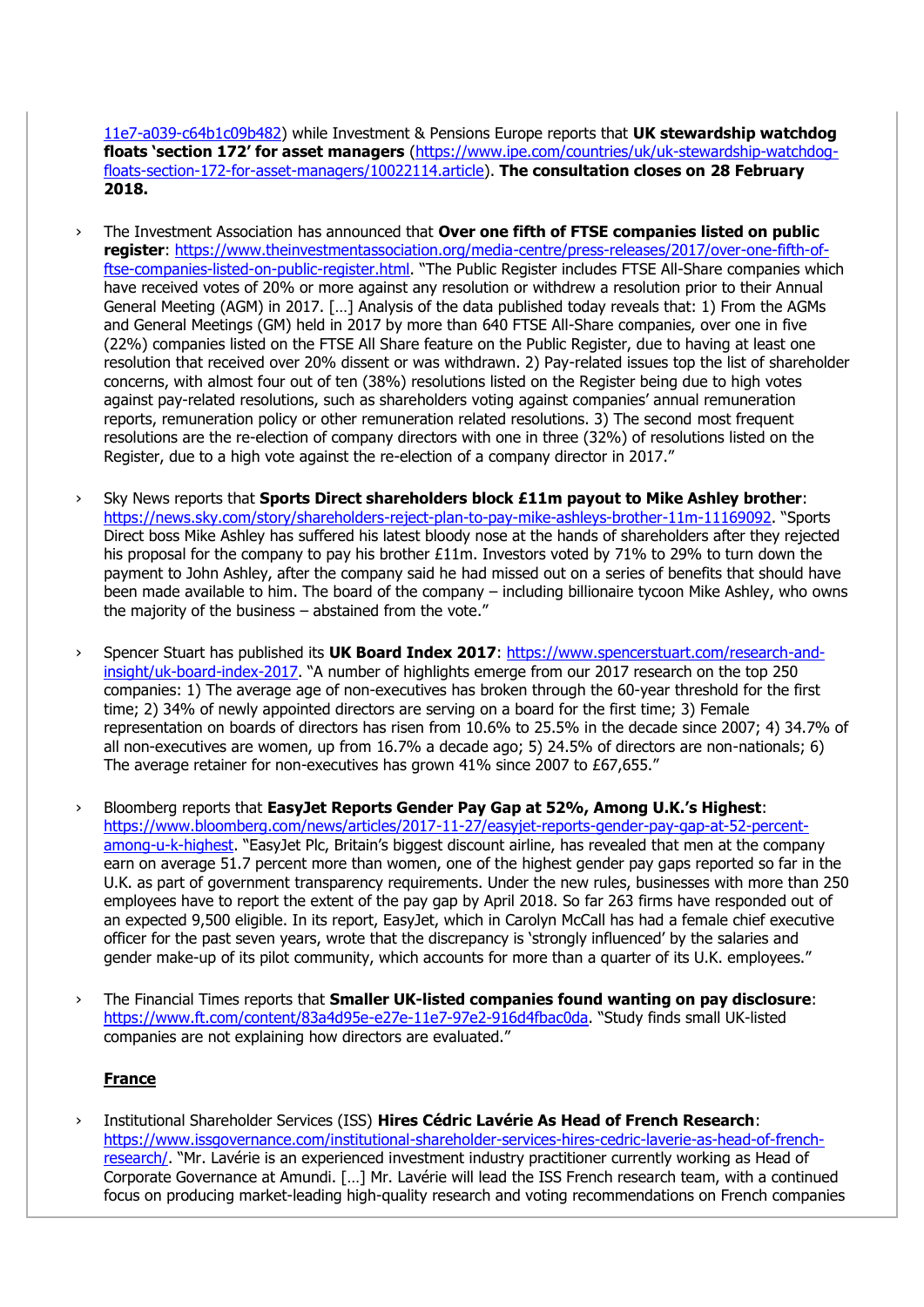11e7-a039-c64b1c09b482) while Investment & Pensions Europe reports that **UK stewardship watchdog floats 'section 172' for asset managers** (https://www.ipe.com/countries/uk/uk-stewardship-watchdog-floats-section-172-for-asset-managers/10022114.article). **The consultation closes on 28 February 2018.**

- The Investment Association has announced that **Over one fifth of FTSE companies listed on public register**: https://www.theinvestmentassociation.org/media-centre/press-releases/2017/over-one-fifth-of-ftse-companies-listed-on-public-register.html. "The Public Register includes FTSE All-Share companies which have received votes of 20% or more against any resolution or withdrew a resolution prior to their Annual General Meeting (AGM) in 2017. […] Analysis of the data published today reveals that: 1) From the AGMs and General Meetings (GM) held in 2017 by more than 640 FTSE All-Share companies, over one in five (22%) companies listed on the FTSE All Share feature on the Public Register, due to having at least one resolution that received over 20% dissent or was withdrawn. 2) Pay-related issues top the list of shareholder concerns, with almost four out of ten (38%) resolutions listed on the Register being due to high votes against pay-related resolutions, such as shareholders voting against companies' annual remuneration reports, remuneration policy or other remuneration related resolutions. 3) The second most frequent resolutions are the re-election of company directors with one in three (32%) of resolutions listed on the Register, due to a high vote against the re-election of a company director in 2017."

- Sky News reports that **Sports Direct shareholders block £11m payout to Mike Ashley brother**: https://news.sky.com/story/shareholders-reject-plan-to-pay-mike-ashleys-brother-11m-11169092. "Sports Direct boss Mike Ashley has suffered his latest bloody nose at the hands of shareholders after they rejected his proposal for the company to pay his brother £11m. Investors voted by 71% to 29% to turn down the payment to John Ashley, after the company said he had missed out on a series of benefits that should have been made available to him. The board of the company – including billionaire tycoon Mike Ashley, who owns the majority of the business – abstained from the vote."

- Spencer Stuart has published its **UK Board Index 2017**: https://www.spencerstuart.com/research-and-insight/uk-board-index-2017. "A number of highlights emerge from our 2017 research on the top 250 companies: 1) The average age of non-executives has broken through the 60-year threshold for the first time; 2) 34% of newly appointed directors are serving on a board for the first time; 3) Female representation on boards of directors has risen from 10.6% to 25.5% in the decade since 2007; 4) 34.7% of all non-executives are women, up from 16.7% a decade ago; 5) 24.5% of directors are non-nationals; 6) The average retainer for non-executives has grown 41% since 2007 to £67,655."

- Bloomberg reports that **EasyJet Reports Gender Pay Gap at 52%, Among U.K.'s Highest**: https://www.bloomberg.com/news/articles/2017-11-27/easyjet-reports-gender-pay-gap-at-52-percent-among-u-k-highest. "EasyJet Plc, Britain's biggest discount airline, has revealed that men at the company earn on average 51.7 percent more than women, one of the highest gender pay gaps reported so far in the U.K. as part of government transparency requirements. Under the new rules, businesses with more than 250 employees have to report the extent of the pay gap by April 2018. So far 263 firms have responded out of an expected 9,500 eligible. In its report, EasyJet, which in Carolyn McCall has had a female chief executive officer for the past seven years, wrote that the discrepancy is 'strongly influenced' by the salaries and gender make-up of its pilot community, which accounts for more than a quarter of its U.K. employees."

- The Financial Times reports that **Smaller UK-listed companies found wanting on pay disclosure**: https://www.ft.com/content/83a4d95e-e27e-11e7-97e2-916d4fbac0da. "Study finds small UK-listed companies are not explaining how directors are evaluated."

**France**

- Institutional Shareholder Services (ISS) **Hires Cédric Lavérie As Head of French Research**: https://www.issgovernance.com/institutional-shareholder-services-hires-cedric-laverie-as-head-of-french-research/. "Mr. Lavérie is an experienced investment industry practitioner currently working as Head of Corporate Governance at Amundi. […] Mr. Lavérie will lead the ISS French research team, with a continued focus on producing market-leading high-quality research and voting recommendations on French companies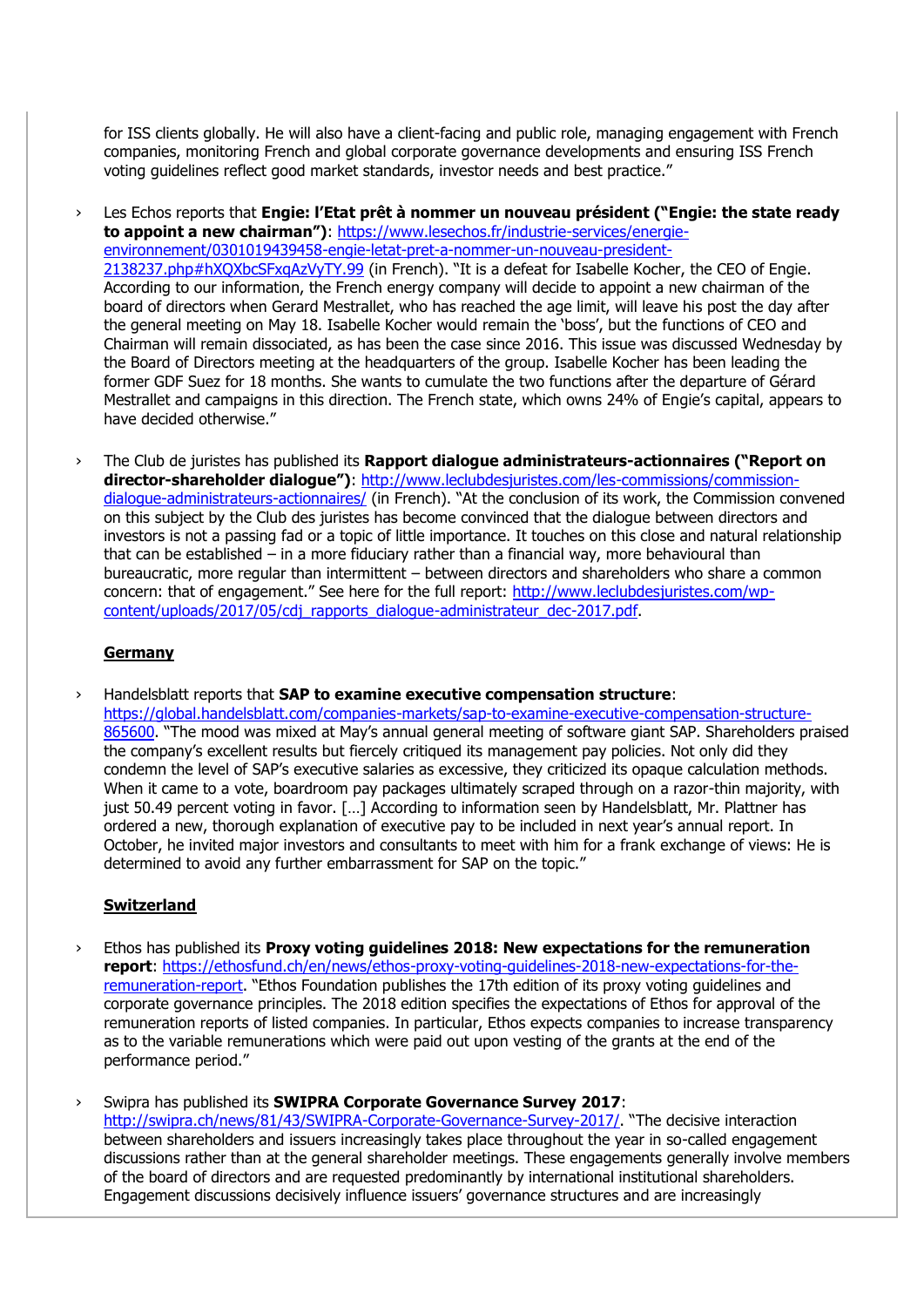for ISS clients globally. He will also have a client-facing and public role, managing engagement with French companies, monitoring French and global corporate governance developments and ensuring ISS French voting guidelines reflect good market standards, investor needs and best practice."

› Les Echos reports that **Engie: l'Etat prêt à nommer un nouveau président ("Engie: the state ready to appoint a new chairman")**: https://www.lesechos.fr/industrie-services/energie-environnement/0301019439458-engie-letat-pret-a-nommer-un-nouveau-president-2138237.php#hXQXbcSFxqAzVyTY.99 (in French). "It is a defeat for Isabelle Kocher, the CEO of Engie. According to our information, the French energy company will decide to appoint a new chairman of the board of directors when Gerard Mestrallet, who has reached the age limit, will leave his post the day after the general meeting on May 18. Isabelle Kocher would remain the 'boss', but the functions of CEO and Chairman will remain dissociated, as has been the case since 2016. This issue was discussed Wednesday by the Board of Directors meeting at the headquarters of the group. Isabelle Kocher has been leading the former GDF Suez for 18 months. She wants to cumulate the two functions after the departure of Gérard Mestrallet and campaigns in this direction. The French state, which owns 24% of Engie's capital, appears to have decided otherwise."

› The Club de juristes has published its **Rapport dialogue administrateurs-actionnaires ("Report on director-shareholder dialogue")**: http://www.leclubdesjuristes.com/les-commissions/commission-dialogue-administrateurs-actionnaires/ (in French). "At the conclusion of its work, the Commission convened on this subject by the Club des juristes has become convinced that the dialogue between directors and investors is not a passing fad or a topic of little importance. It touches on this close and natural relationship that can be established – in a more fiduciary rather than a financial way, more behavioural than bureaucratic, more regular than intermittent – between directors and shareholders who share a common concern: that of engagement." See here for the full report: http://www.leclubdesjuristes.com/wp-content/uploads/2017/05/cdj_rapports_dialogue-administrateur_dec-2017.pdf.

**Germany**

› Handelsblatt reports that **SAP to examine executive compensation structure**: https://global.handelsblatt.com/companies-markets/sap-to-examine-executive-compensation-structure-865600. "The mood was mixed at May's annual general meeting of software giant SAP. Shareholders praised the company's excellent results but fiercely critiqued its management pay policies. Not only did they condemn the level of SAP's executive salaries as excessive, they criticized its opaque calculation methods. When it came to a vote, boardroom pay packages ultimately scraped through on a razor-thin majority, with just 50.49 percent voting in favor. […] According to information seen by Handelsblatt, Mr. Plattner has ordered a new, thorough explanation of executive pay to be included in next year's annual report. In October, he invited major investors and consultants to meet with him for a frank exchange of views: He is determined to avoid any further embarrassment for SAP on the topic."

**Switzerland**

› Ethos has published its **Proxy voting guidelines 2018: New expectations for the remuneration report**: https://ethosfund.ch/en/news/ethos-proxy-voting-guidelines-2018-new-expectations-for-the-remuneration-report. "Ethos Foundation publishes the 17th edition of its proxy voting guidelines and corporate governance principles. The 2018 edition specifies the expectations of Ethos for approval of the remuneration reports of listed companies. In particular, Ethos expects companies to increase transparency as to the variable remunerations which were paid out upon vesting of the grants at the end of the performance period."

› Swipra has published its **SWIPRA Corporate Governance Survey 2017**: http://swipra.ch/news/81/43/SWIPRA-Corporate-Governance-Survey-2017/. "The decisive interaction between shareholders and issuers increasingly takes place throughout the year in so-called engagement discussions rather than at the general shareholder meetings. These engagements generally involve members of the board of directors and are requested predominantly by international institutional shareholders. Engagement discussions decisively influence issuers' governance structures and are increasingly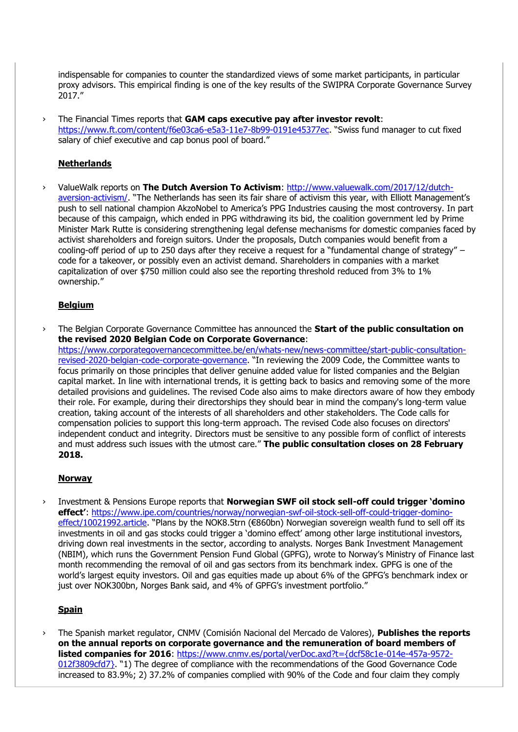indispensable for companies to counter the standardized views of some market participants, in particular proxy advisors. This empirical finding is one of the key results of the SWIPRA Corporate Governance Survey 2017."

› The Financial Times reports that **GAM caps executive pay after investor revolt**: https://www.ft.com/content/f6e03ca6-e5a3-11e7-8b99-0191e45377ec. "Swiss fund manager to cut fixed salary of chief executive and cap bonus pool of board."

## Netherlands

› ValueWalk reports on **The Dutch Aversion To Activism**: http://www.valuewalk.com/2017/12/dutch-aversion-activism/. "The Netherlands has seen its fair share of activism this year, with Elliott Management's push to sell national champion AkzoNobel to America's PPG Industries causing the most controversy. In part because of this campaign, which ended in PPG withdrawing its bid, the coalition government led by Prime Minister Mark Rutte is considering strengthening legal defense mechanisms for domestic companies faced by activist shareholders and foreign suitors. Under the proposals, Dutch companies would benefit from a cooling-off period of up to 250 days after they receive a request for a "fundamental change of strategy" – code for a takeover, or possibly even an activist demand. Shareholders in companies with a market capitalization of over $750 million could also see the reporting threshold reduced from 3% to 1% ownership."

## Belgium

› The Belgian Corporate Governance Committee has announced the **Start of the public consultation on the revised 2020 Belgian Code on Corporate Governance**: https://www.corporategovernancecommittee.be/en/whats-new/news-committee/start-public-consultation-revised-2020-belgian-code-corporate-governance. "In reviewing the 2009 Code, the Committee wants to focus primarily on those principles that deliver genuine added value for listed companies and the Belgian capital market. In line with international trends, it is getting back to basics and removing some of the more detailed provisions and guidelines. The revised Code also aims to make directors aware of how they embody their role. For example, during their directorships they should bear in mind the company's long-term value creation, taking account of the interests of all shareholders and other stakeholders. The Code calls for compensation policies to support this long-term approach. The revised Code also focuses on directors' independent conduct and integrity. Directors must be sensitive to any possible form of conflict of interests and must address such issues with the utmost care." **The public consultation closes on 28 February 2018.**

## Norway

› Investment & Pensions Europe reports that **Norwegian SWF oil stock sell-off could trigger 'domino effect'**: https://www.ipe.com/countries/norway/norwegian-swf-oil-stock-sell-off-could-trigger-domino-effect/10021992.article. "Plans by the NOK8.5trn (€860bn) Norwegian sovereign wealth fund to sell off its investments in oil and gas stocks could trigger a 'domino effect' among other large institutional investors, driving down real investments in the sector, according to analysts. Norges Bank Investment Management (NBIM), which runs the Government Pension Fund Global (GPFG), wrote to Norway's Ministry of Finance last month recommending the removal of oil and gas sectors from its benchmark index. GPFG is one of the world's largest equity investors. Oil and gas equities made up about 6% of the GPFG's benchmark index or just over NOK300bn, Norges Bank said, and 4% of GPFG's investment portfolio."

## Spain

› The Spanish market regulator, CNMV (Comisión Nacional del Mercado de Valores), **Publishes the reports on the annual reports on corporate governance and the remuneration of board members of listed companies for 2016**: https://www.cnmv.es/portal/verDoc.axd?t={dcf58c1e-014e-457a-9572-012f3809cfd7}. "1) The degree of compliance with the recommendations of the Good Governance Code increased to 83.9%; 2) 37.2% of companies complied with 90% of the Code and four claim they comply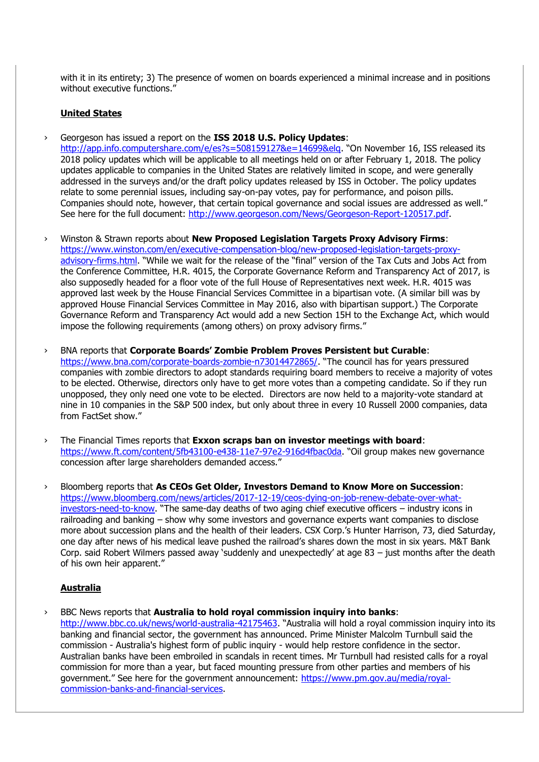with it in its entirety; 3) The presence of women on boards experienced a minimal increase and in positions without executive functions."

## United States

- Georgeson has issued a report on the **ISS 2018 U.S. Policy Updates**: http://app.info.computershare.com/e/es?s=508159127&e=14699&elq. "On November 16, ISS released its 2018 policy updates which will be applicable to all meetings held on or after February 1, 2018. The policy updates applicable to companies in the United States are relatively limited in scope, and were generally addressed in the surveys and/or the draft policy updates released by ISS in October. The policy updates relate to some perennial issues, including say-on-pay votes, pay for performance, and poison pills. Companies should note, however, that certain topical governance and social issues are addressed as well." See here for the full document: http://www.georgeson.com/News/Georgeson-Report-120517.pdf.

- Winston & Strawn reports about **New Proposed Legislation Targets Proxy Advisory Firms**: https://www.winston.com/en/executive-compensation-blog/new-proposed-legislation-targets-proxy-advisory-firms.html. "While we wait for the release of the "final" version of the Tax Cuts and Jobs Act from the Conference Committee, H.R. 4015, the Corporate Governance Reform and Transparency Act of 2017, is also supposedly headed for a floor vote of the full House of Representatives next week. H.R. 4015 was approved last week by the House Financial Services Committee in a bipartisan vote. (A similar bill was by approved House Financial Services Committee in May 2016, also with bipartisan support.) The Corporate Governance Reform and Transparency Act would add a new Section 15H to the Exchange Act, which would impose the following requirements (among others) on proxy advisory firms."

- BNA reports that **Corporate Boards' Zombie Problem Proves Persistent but Curable**: https://www.bna.com/corporate-boards-zombie-n73014472865/. "The council has for years pressured companies with zombie directors to adopt standards requiring board members to receive a majority of votes to be elected. Otherwise, directors only have to get more votes than a competing candidate. So if they run unopposed, they only need one vote to be elected. Directors are now held to a majority-vote standard at nine in 10 companies in the S&P 500 index, but only about three in every 10 Russell 2000 companies, data from FactSet show."

- The Financial Times reports that **Exxon scraps ban on investor meetings with board**: https://www.ft.com/content/5fb43100-e438-11e7-97e2-916d4fbac0da. "Oil group makes new governance concession after large shareholders demanded access."

- Bloomberg reports that **As CEOs Get Older, Investors Demand to Know More on Succession**: https://www.bloomberg.com/news/articles/2017-12-19/ceos-dying-on-job-renew-debate-over-what-investors-need-to-know. "The same-day deaths of two aging chief executive officers – industry icons in railroading and banking – show why some investors and governance experts want companies to disclose more about succession plans and the health of their leaders. CSX Corp.'s Hunter Harrison, 73, died Saturday, one day after news of his medical leave pushed the railroad's shares down the most in six years. M&T Bank Corp. said Robert Wilmers passed away 'suddenly and unexpectedly' at age 83 – just months after the death of his own heir apparent."

## Australia

- BBC News reports that **Australia to hold royal commission inquiry into banks**: http://www.bbc.co.uk/news/world-australia-42175463. "Australia will hold a royal commission inquiry into its banking and financial sector, the government has announced. Prime Minister Malcolm Turnbull said the commission - Australia's highest form of public inquiry - would help restore confidence in the sector. Australian banks have been embroiled in scandals in recent times. Mr Turnbull had resisted calls for a royal commission for more than a year, but faced mounting pressure from other parties and members of his government." See here for the government announcement: https://www.pm.gov.au/media/royal-commission-banks-and-financial-services.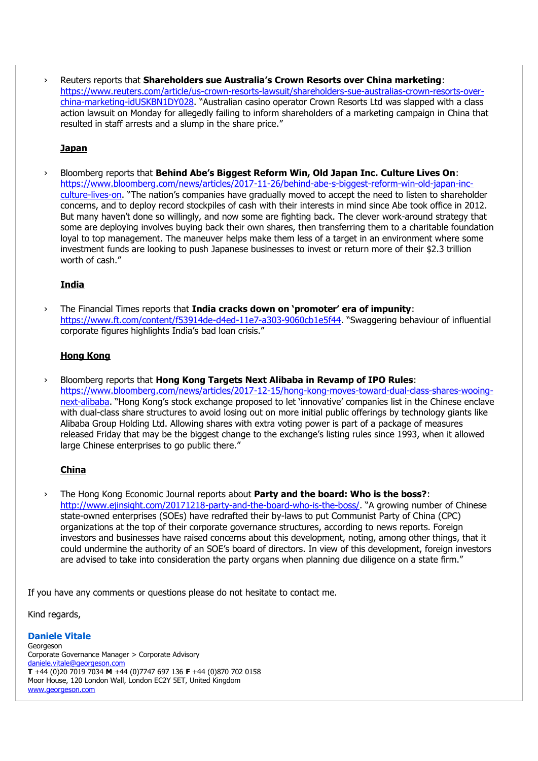- Reuters reports that **Shareholders sue Australia's Crown Resorts over China marketing**: https://www.reuters.com/article/us-crown-resorts-lawsuit/shareholders-sue-australias-crown-resorts-over-china-marketing-idUSKBN1DY028. "Australian casino operator Crown Resorts Ltd was slapped with a class action lawsuit on Monday for allegedly failing to inform shareholders of a marketing campaign in China that resulted in staff arrests and a slump in the share price."

**Japan**

- Bloomberg reports that **Behind Abe's Biggest Reform Win, Old Japan Inc. Culture Lives On**: https://www.bloomberg.com/news/articles/2017-11-26/behind-abe-s-biggest-reform-win-old-japan-inc-culture-lives-on. "The nation's companies have gradually moved to accept the need to listen to shareholder concerns, and to deploy record stockpiles of cash with their interests in mind since Abe took office in 2012. But many haven't done so willingly, and now some are fighting back. The clever work-around strategy that some are deploying involves buying back their own shares, then transferring them to a charitable foundation loyal to top management. The maneuver helps make them less of a target in an environment where some investment funds are looking to push Japanese businesses to invest or return more of their $2.3 trillion worth of cash."

**India**

- The Financial Times reports that **India cracks down on 'promoter' era of impunity**: https://www.ft.com/content/f53914de-d4ed-11e7-a303-9060cb1e5f44. "Swaggering behaviour of influential corporate figures highlights India's bad loan crisis."

**Hong Kong**

- Bloomberg reports that **Hong Kong Targets Next Alibaba in Revamp of IPO Rules**: https://www.bloomberg.com/news/articles/2017-12-15/hong-kong-moves-toward-dual-class-shares-wooing-next-alibaba. "Hong Kong's stock exchange proposed to let 'innovative' companies list in the Chinese enclave with dual-class share structures to avoid losing out on more initial public offerings by technology giants like Alibaba Group Holding Ltd. Allowing shares with extra voting power is part of a package of measures released Friday that may be the biggest change to the exchange's listing rules since 1993, when it allowed large Chinese enterprises to go public there."

**China**

- The Hong Kong Economic Journal reports about **Party and the board: Who is the boss?**: http://www.ejinsight.com/20171218-party-and-the-board-who-is-the-boss/. "A growing number of Chinese state-owned enterprises (SOEs) have redrafted their by-laws to put Communist Party of China (CPC) organizations at the top of their corporate governance structures, according to news reports. Foreign investors and businesses have raised concerns about this development, noting, among other things, that it could undermine the authority of an SOE's board of directors. In view of this development, foreign investors are advised to take into consideration the party organs when planning due diligence on a state firm."

If you have any comments or questions please do not hesitate to contact me.

Kind regards,

**Daniele Vitale**
Georgeson
Corporate Governance Manager > Corporate Advisory
daniele.vitale@georgeson.com
**T** +44 (0)20 7019 7034 **M** +44 (0)7747 697 136 **F** +44 (0)870 702 0158
Moor House, 120 London Wall, London EC2Y 5ET, United Kingdom
www.georgeson.com